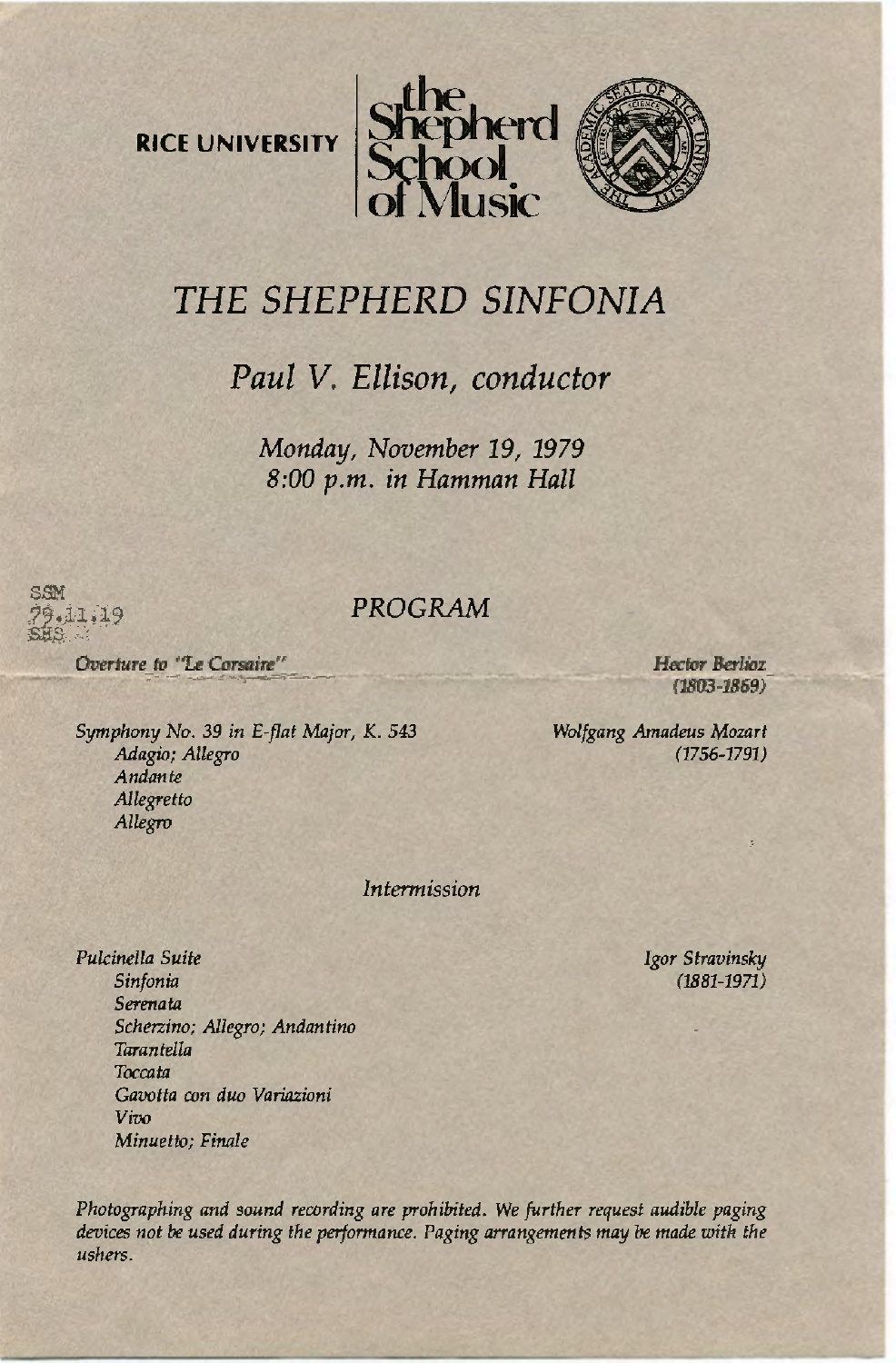RICE UNIVERSITY | the Shepherd School of Music

# *THE SHEPHERD SINFONIA*

## *Paul V. Ellison, conductor*

*Monday, November 19, 1979*
*8:00 p.m. in Hamman Hall*

SSM
79.11.19
SHS

## *PROGRAM*

*Overture to "Le Corsaire"* — *Hector Berlioz (1803-1869)*

*Symphony No. 39 in E-flat Major, K. 543* — *Wolfgang Amadeus Mozart (1756-1791)*
- *Adagio; Allegro*
- *Andante*
- *Allegretto*
- *Allegro*

*Intermission*

*Pulcinella Suite* — *Igor Stravinsky (1881-1971)*
- *Sinfonia*
- *Serenata*
- *Scherzino; Allegro; Andantino*
- *Tarantella*
- *Toccata*
- *Gavotta con duo Variazioni*
- *Vivo*
- *Minuetto; Finale*

*Photographing and sound recording are prohibited. We further request audible paging devices not be used during the performance. Paging arrangements may be made with the ushers.*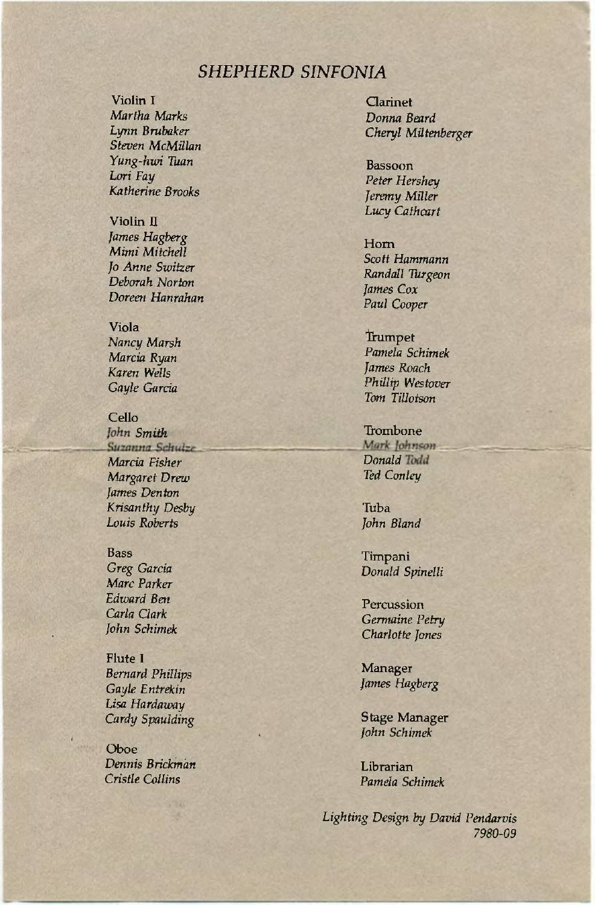# *SHEPHERD SINFONIA*

Violin I
*Martha Marks*
*Lynn Brubaker*
*Steven McMillan*
*Yung-hwi Tuan*
*Lori Fay*
*Katherine Brooks*

Violin II
*James Hagberg*
*Mimi Mitchell*
*Jo Anne Switzer*
*Deborah Norton*
*Doreen Hanrahan*

Viola
*Nancy Marsh*
*Marcia Ryan*
*Karen Wells*
*Gayle Garcia*

Cello
*John Smith*
*Suzanna Schulze*
*Marcia Fisher*
*Margaret Drew*
*James Denton*
*Krisanthy Desby*
*Louis Roberts*

Bass
*Greg Garcia*
*Marc Parker*
*Edward Ben*
*Carla Clark*
*John Schimek*

Flute I
*Bernard Phillips*
*Gayle Entrekin*
*Lisa Hardaway*
*Cardy Spaulding*

Oboe
*Dennis Brickman*
*Cristle Collins*

Clarinet
*Donna Beard*
*Cheryl Miltenberger*

Bassoon
*Peter Hershey*
*Jeremy Miller*
*Lucy Cathcart*

Horn
*Scott Hammann*
*Randall Turgeon*
*James Cox*
*Paul Cooper*

Trumpet
*Pamela Schimek*
*James Roach*
*Phillip Westover*
*Tom Tillotson*

Trombone
*Mark Johnson*
*Donald Todd*
*Ted Conley*

Tuba
*John Bland*

Timpani
*Donald Spinelli*

Percussion
*Germaine Petry*
*Charlotte Jones*

Manager
*James Hagberg*

Stage Manager
*John Schimek*

Librarian
*Pamela Schimek*

*Lighting Design by David Pendarvis*

*7980-09*